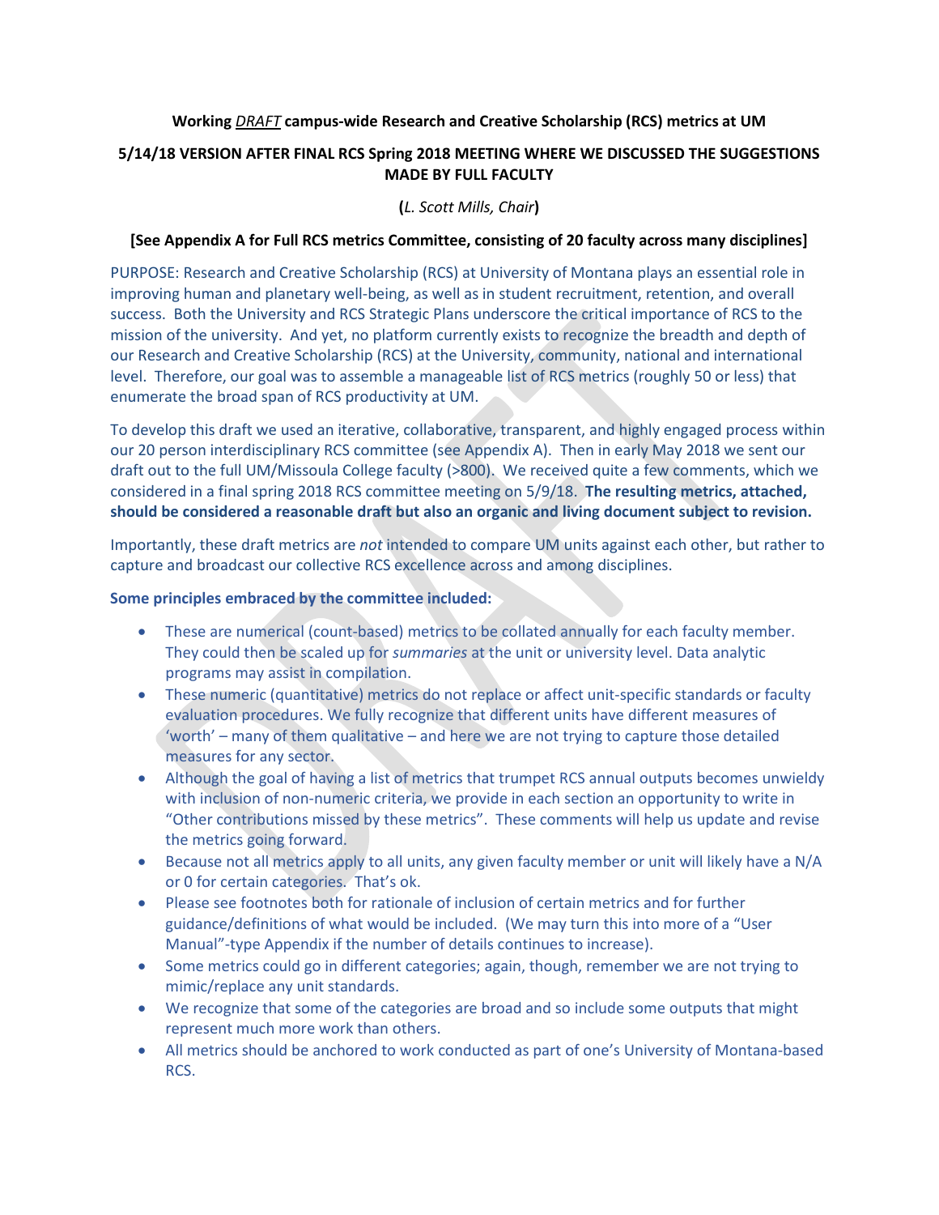**Working *DRAFT* campus-wide Research and Creative Scholarship (RCS) metrics at UM**

**5/14/18 VERSION AFTER FINAL RCS Spring 2018 MEETING WHERE WE DISCUSSED THE SUGGESTIONS MADE BY FULL FACULTY**

**(*L. Scott Mills, Chair*)**

**[See Appendix A for Full RCS metrics Committee, consisting of 20 faculty across many disciplines]**

PURPOSE: Research and Creative Scholarship (RCS) at University of Montana plays an essential role in improving human and planetary well-being, as well as in student recruitment, retention, and overall success. Both the University and RCS Strategic Plans underscore the critical importance of RCS to the mission of the university. And yet, no platform currently exists to recognize the breadth and depth of our Research and Creative Scholarship (RCS) at the University, community, national and international level. Therefore, our goal was to assemble a manageable list of RCS metrics (roughly 50 or less) that enumerate the broad span of RCS productivity at UM.

To develop this draft we used an iterative, collaborative, transparent, and highly engaged process within our 20 person interdisciplinary RCS committee (see Appendix A). Then in early May 2018 we sent our draft out to the full UM/Missoula College faculty (>800). We received quite a few comments, which we considered in a final spring 2018 RCS committee meeting on 5/9/18. **The resulting metrics, attached, should be considered a reasonable draft but also an organic and living document subject to revision.**

Importantly, these draft metrics are *not* intended to compare UM units against each other, but rather to capture and broadcast our collective RCS excellence across and among disciplines.

**Some principles embraced by the committee included:**

- These are numerical (count-based) metrics to be collated annually for each faculty member. They could then be scaled up for *summaries* at the unit or university level. Data analytic programs may assist in compilation.
- These numeric (quantitative) metrics do not replace or affect unit-specific standards or faculty evaluation procedures. We fully recognize that different units have different measures of 'worth' – many of them qualitative – and here we are not trying to capture those detailed measures for any sector.
- Although the goal of having a list of metrics that trumpet RCS annual outputs becomes unwieldy with inclusion of non-numeric criteria, we provide in each section an opportunity to write in "Other contributions missed by these metrics". These comments will help us update and revise the metrics going forward.
- Because not all metrics apply to all units, any given faculty member or unit will likely have a N/A or 0 for certain categories. That's ok.
- Please see footnotes both for rationale of inclusion of certain metrics and for further guidance/definitions of what would be included. (We may turn this into more of a "User Manual"-type Appendix if the number of details continues to increase).
- Some metrics could go in different categories; again, though, remember we are not trying to mimic/replace any unit standards.
- We recognize that some of the categories are broad and so include some outputs that might represent much more work than others.
- All metrics should be anchored to work conducted as part of one's University of Montana-based RCS.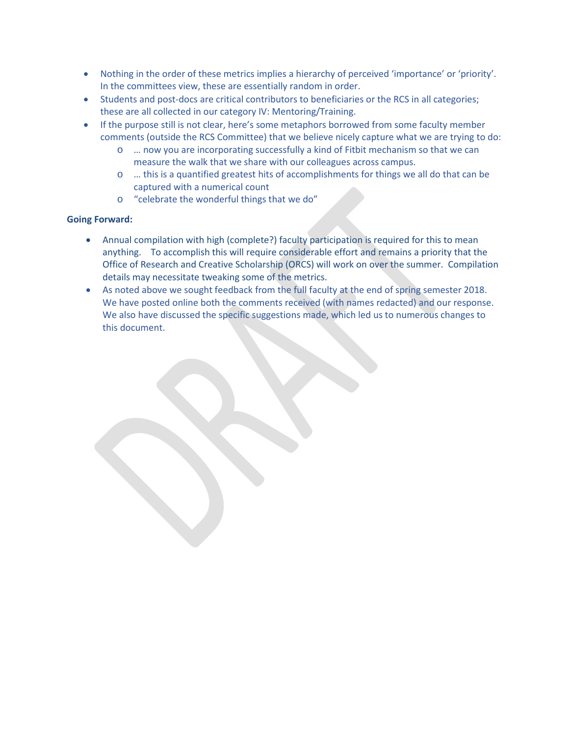- Nothing in the order of these metrics implies a hierarchy of perceived 'importance' or 'priority'. In the committees view, these are essentially random in order.
- Students and post-docs are critical contributors to beneficiaries or the RCS in all categories; these are all collected in our category IV: Mentoring/Training.
- If the purpose still is not clear, here's some metaphors borrowed from some faculty member comments (outside the RCS Committee) that we believe nicely capture what we are trying to do:
    - … now you are incorporating successfully a kind of Fitbit mechanism so that we can measure the walk that we share with our colleagues across campus.
    - … this is a quantified greatest hits of accomplishments for things we all do that can be captured with a numerical count
    - "celebrate the wonderful things that we do"

**Going Forward:**

- Annual compilation with high (complete?) faculty participation is required for this to mean anything. To accomplish this will require considerable effort and remains a priority that the Office of Research and Creative Scholarship (ORCS) will work on over the summer. Compilation details may necessitate tweaking some of the metrics.
- As noted above we sought feedback from the full faculty at the end of spring semester 2018. We have posted online both the comments received (with names redacted) and our response. We also have discussed the specific suggestions made, which led us to numerous changes to this document.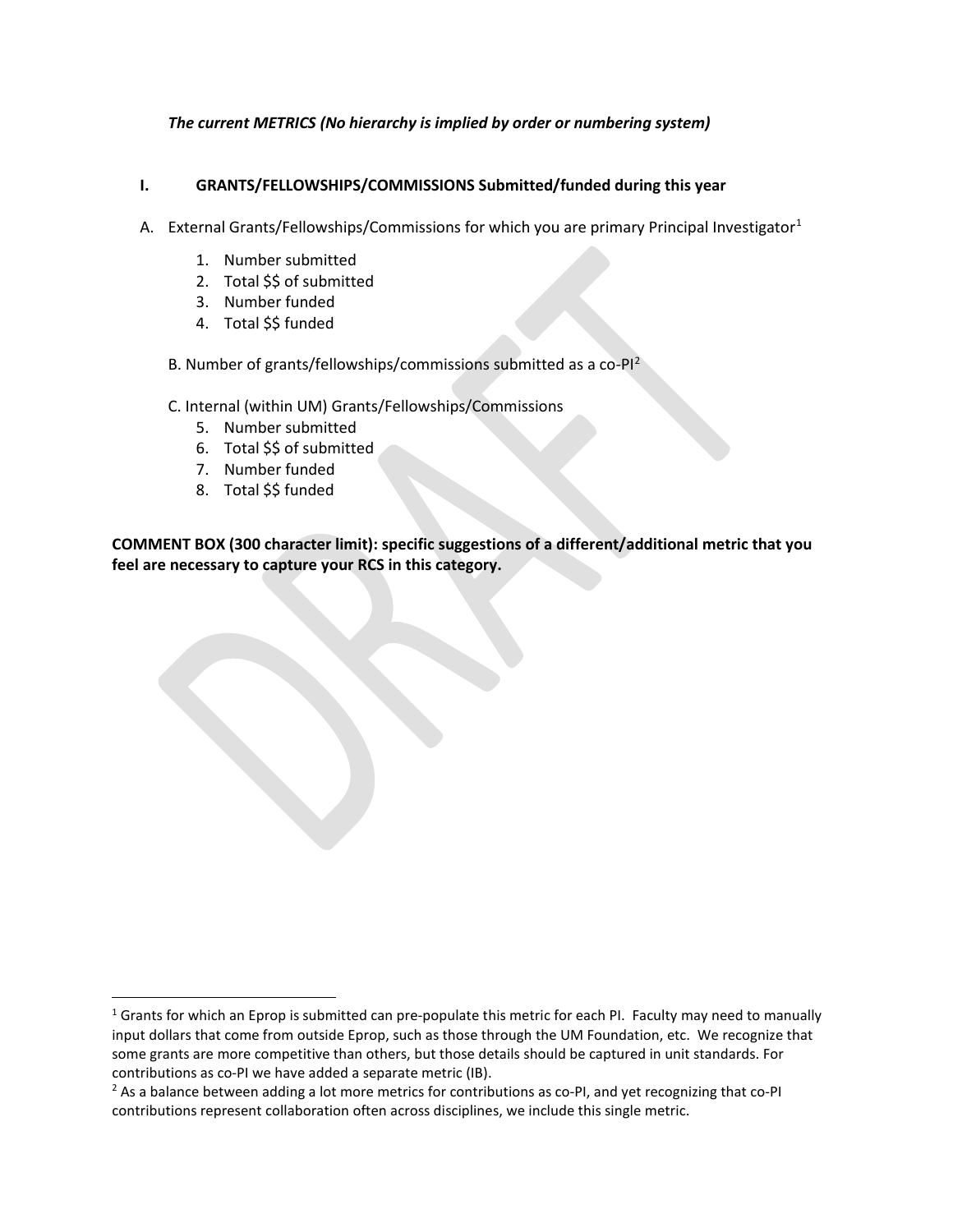*The current METRICS (No hierarchy is implied by order or numbering system)*

## I. GRANTS/FELLOWSHIPS/COMMISSIONS Submitted/funded during this year

A. External Grants/Fellowships/Commissions for which you are primary Principal Investigator[1]

1. Number submitted
2. Total $$ of submitted
3. Number funded
4. Total $$ funded

B. Number of grants/fellowships/commissions submitted as a co-PI[2]

C. Internal (within UM) Grants/Fellowships/Commissions

5. Number submitted
6. Total $$ of submitted
7. Number funded
8. Total $$ funded

**COMMENT BOX (300 character limit): specific suggestions of a different/additional metric that you feel are necessary to capture your RCS in this category.**

---

[1] Grants for which an Eprop is submitted can pre-populate this metric for each PI. Faculty may need to manually input dollars that come from outside Eprop, such as those through the UM Foundation, etc. We recognize that some grants are more competitive than others, but those details should be captured in unit standards. For contributions as co-PI we have added a separate metric (IB).

[2] As a balance between adding a lot more metrics for contributions as co-PI, and yet recognizing that co-PI contributions represent collaboration often across disciplines, we include this single metric.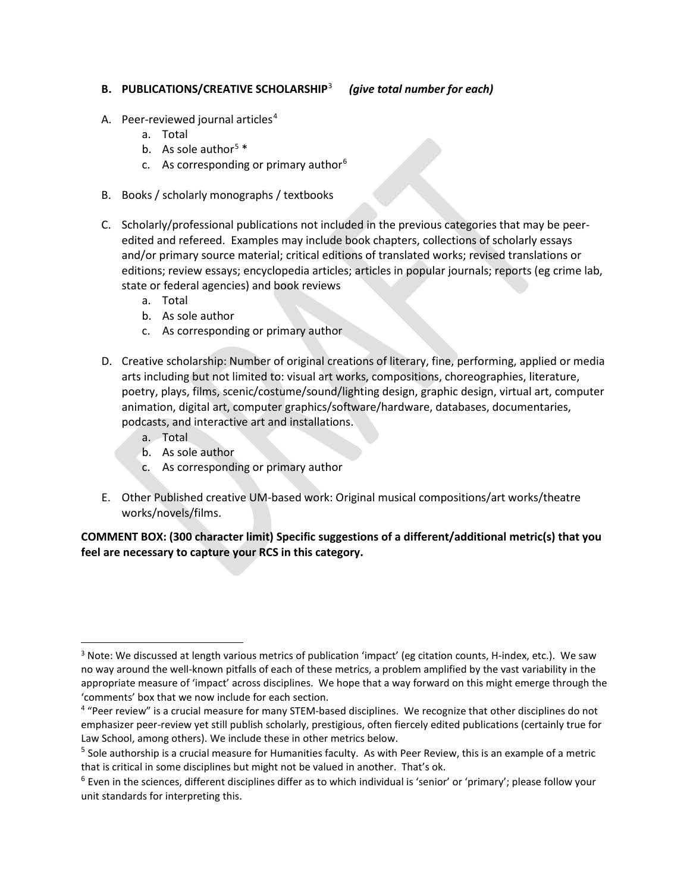**B. PUBLICATIONS/CREATIVE SCHOLARSHIP**[3] ***(give total number for each)***

A. Peer-reviewed journal articles[4]
   a. Total
   b. As sole author[5] *
   c. As corresponding or primary author[6]

B. Books / scholarly monographs / textbooks

C. Scholarly/professional publications not included in the previous categories that may be peer-edited and refereed. Examples may include book chapters, collections of scholarly essays and/or primary source material; critical editions of translated works; revised translations or editions; review essays; encyclopedia articles; articles in popular journals; reports (eg crime lab, state or federal agencies) and book reviews
   a. Total
   b. As sole author
   c. As corresponding or primary author

D. Creative scholarship: Number of original creations of literary, fine, performing, applied or media arts including but not limited to: visual art works, compositions, choreographies, literature, poetry, plays, films, scenic/costume/sound/lighting design, graphic design, virtual art, computer animation, digital art, computer graphics/software/hardware, databases, documentaries, podcasts, and interactive art and installations.
   a. Total
   b. As sole author
   c. As corresponding or primary author

E. Other Published creative UM-based work: Original musical compositions/art works/theatre works/novels/films.

**COMMENT BOX: (300 character limit) Specific suggestions of a different/additional metric(s) that you feel are necessary to capture your RCS in this category.**

---

[3] Note: We discussed at length various metrics of publication 'impact' (eg citation counts, H-index, etc.). We saw no way around the well-known pitfalls of each of these metrics, a problem amplified by the vast variability in the appropriate measure of 'impact' across disciplines. We hope that a way forward on this might emerge through the 'comments' box that we now include for each section.

[4] "Peer review" is a crucial measure for many STEM-based disciplines. We recognize that other disciplines do not emphasizer peer-review yet still publish scholarly, prestigious, often fiercely edited publications (certainly true for Law School, among others). We include these in other metrics below.

[5] Sole authorship is a crucial measure for Humanities faculty. As with Peer Review, this is an example of a metric that is critical in some disciplines but might not be valued in another. That's ok.

[6] Even in the sciences, different disciplines differ as to which individual is 'senior' or 'primary'; please follow your unit standards for interpreting this.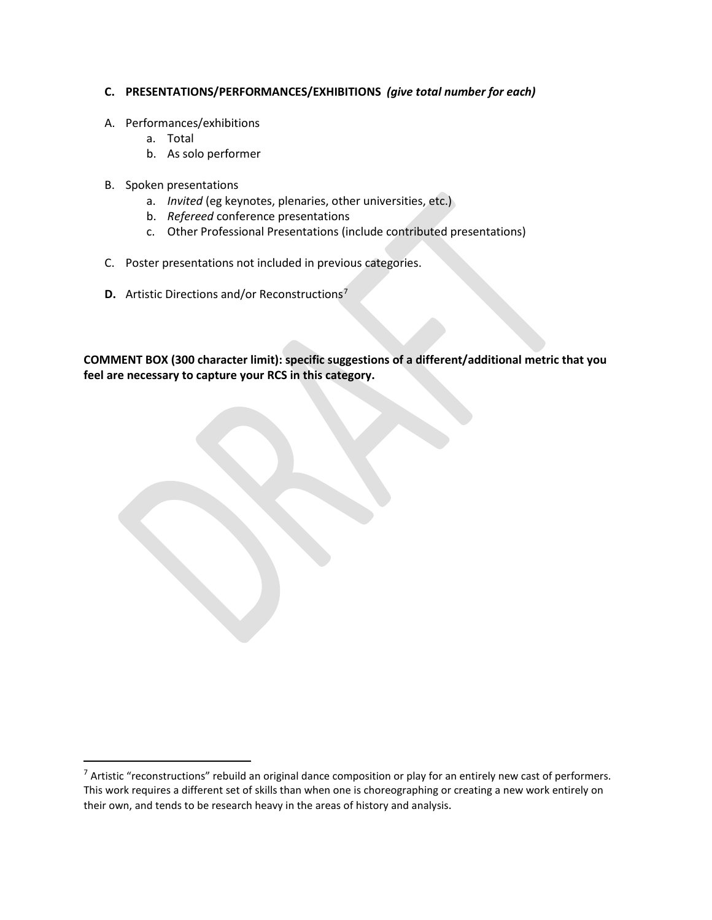**C. PRESENTATIONS/PERFORMANCES/EXHIBITIONS** ***(give total number for each)***

A. Performances/exhibitions
   a. Total
   b. As solo performer

B. Spoken presentations
   a. *Invited* (eg keynotes, plenaries, other universities, etc.)
   b. *Refereed* conference presentations
   c. Other Professional Presentations (include contributed presentations)

C. Poster presentations not included in previous categories.

**D.** Artistic Directions and/or Reconstructions[7]

**COMMENT BOX (300 character limit): specific suggestions of a different/additional metric that you feel are necessary to capture your RCS in this category.**

[7] Artistic "reconstructions" rebuild an original dance composition or play for an entirely new cast of performers. This work requires a different set of skills than when one is choreographing or creating a new work entirely on their own, and tends to be research heavy in the areas of history and analysis.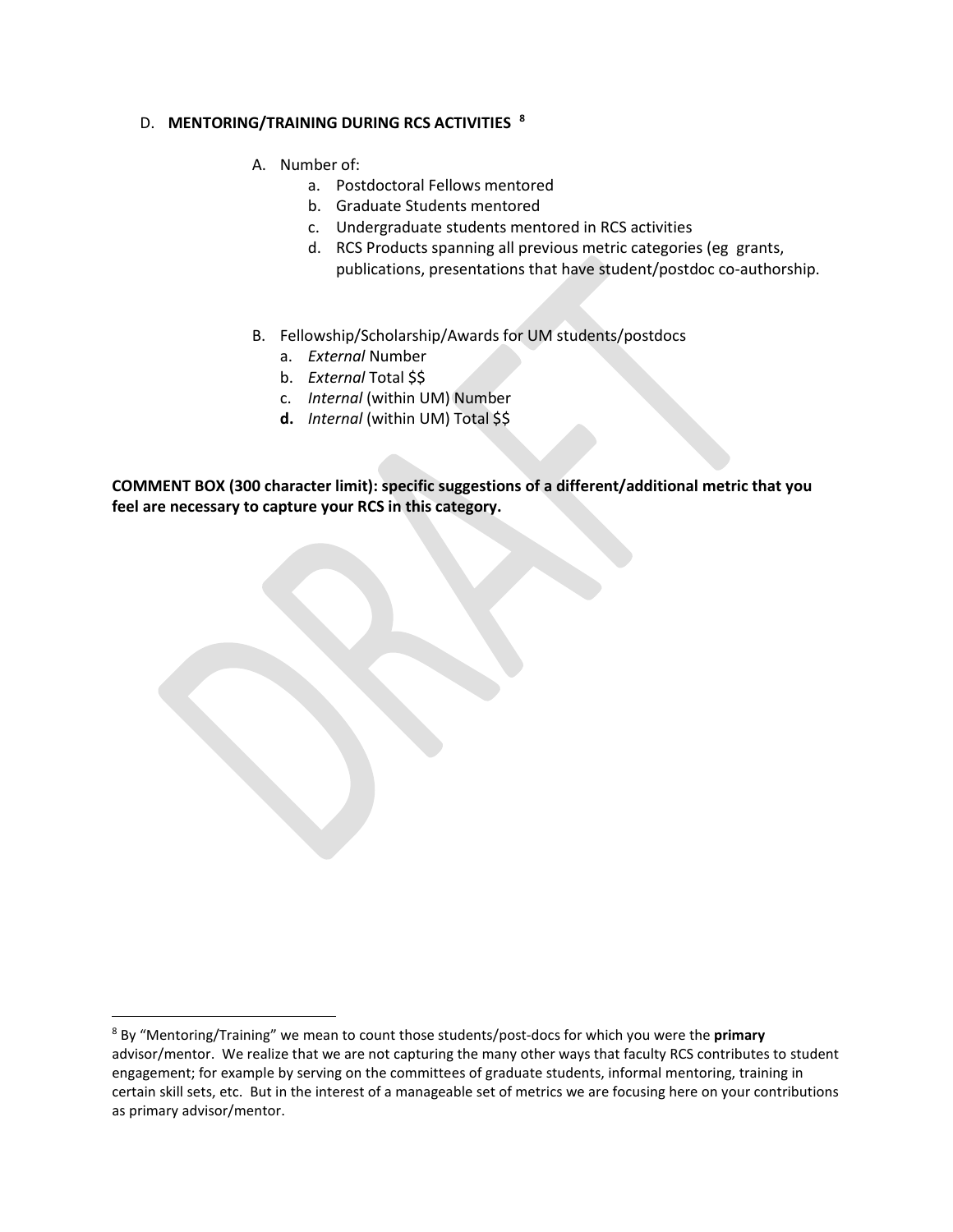D. **MENTORING/TRAINING DURING RCS ACTIVITIES** [8]

A. Number of:
   a. Postdoctoral Fellows mentored
   b. Graduate Students mentored
   c. Undergraduate students mentored in RCS activities
   d. RCS Products spanning all previous metric categories (eg grants, publications, presentations that have student/postdoc co-authorship.

B. Fellowship/Scholarship/Awards for UM students/postdocs
   a. *External* Number
   b. *External* Total $$
   c. *Internal* (within UM) Number
   d. *Internal* (within UM) Total $$

**COMMENT BOX (300 character limit): specific suggestions of a different/additional metric that you feel are necessary to capture your RCS in this category.**

---

[8] By "Mentoring/Training" we mean to count those students/post-docs for which you were the **primary** advisor/mentor. We realize that we are not capturing the many other ways that faculty RCS contributes to student engagement; for example by serving on the committees of graduate students, informal mentoring, training in certain skill sets, etc. But in the interest of a manageable set of metrics we are focusing here on your contributions as primary advisor/mentor.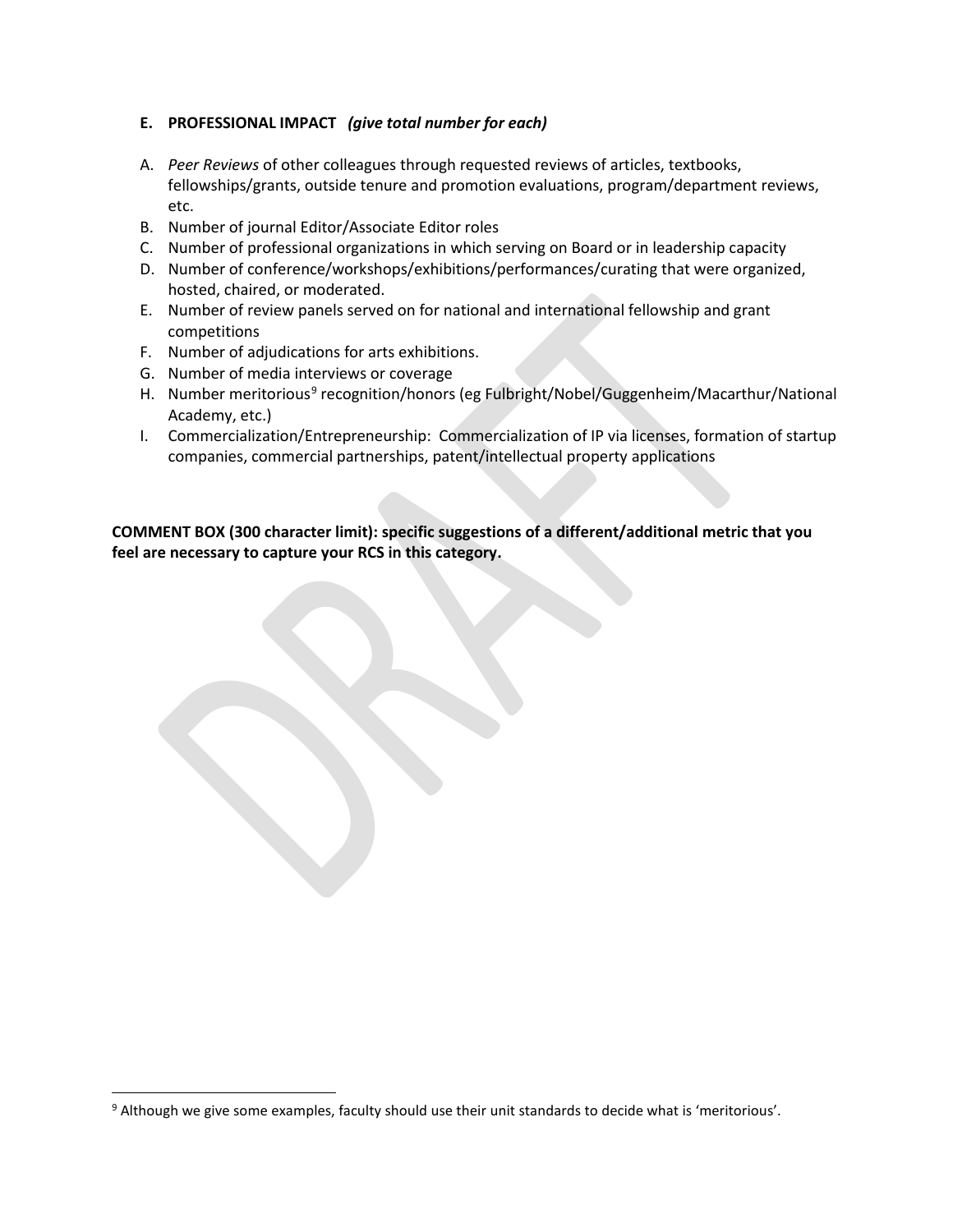## E. PROFESSIONAL IMPACT *(give total number for each)*

A. *Peer Reviews* of other colleagues through requested reviews of articles, textbooks, fellowships/grants, outside tenure and promotion evaluations, program/department reviews, etc.
B. Number of journal Editor/Associate Editor roles
C. Number of professional organizations in which serving on Board or in leadership capacity
D. Number of conference/workshops/exhibitions/performances/curating that were organized, hosted, chaired, or moderated.
E. Number of review panels served on for national and international fellowship and grant competitions
F. Number of adjudications for arts exhibitions.
G. Number of media interviews or coverage
H. Number meritorious[9] recognition/honors (eg Fulbright/Nobel/Guggenheim/Macarthur/National Academy, etc.)
I. Commercialization/Entrepreneurship: Commercialization of IP via licenses, formation of startup companies, commercial partnerships, patent/intellectual property applications

**COMMENT BOX (300 character limit): specific suggestions of a different/additional metric that you feel are necessary to capture your RCS in this category.**

[9] Although we give some examples, faculty should use their unit standards to decide what is 'meritorious'.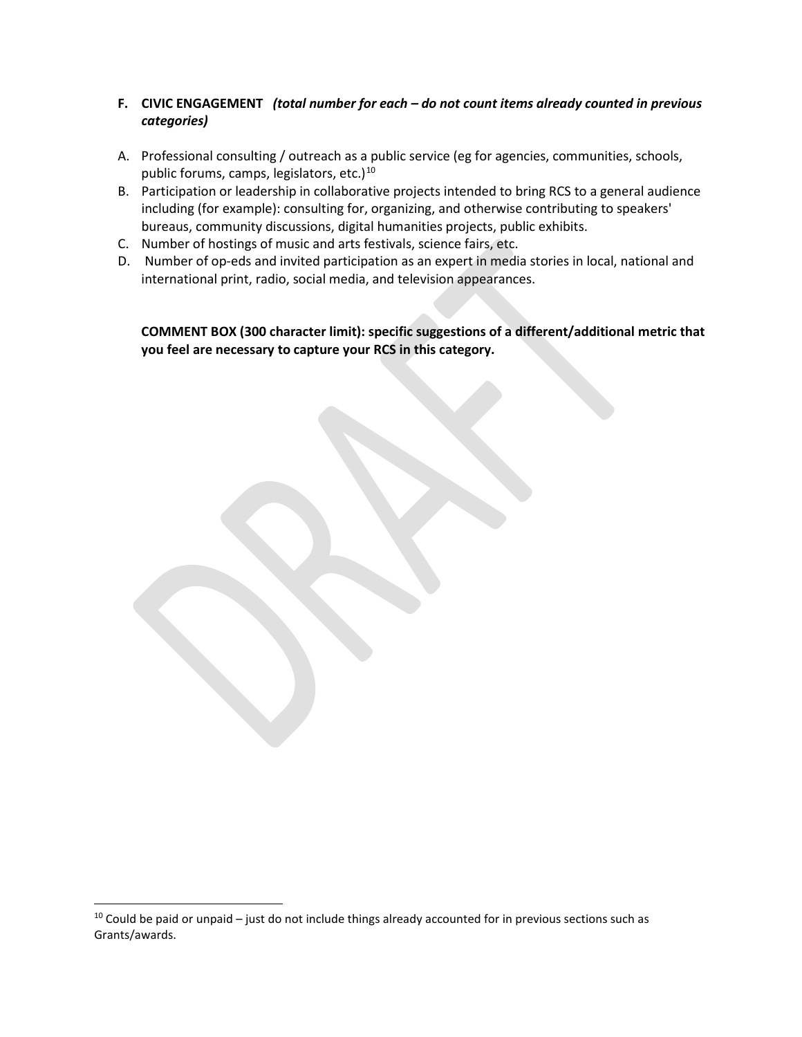## F. CIVIC ENGAGEMENT *(total number for each – do not count items already counted in previous categories)*

A. Professional consulting / outreach as a public service (eg for agencies, communities, schools, public forums, camps, legislators, etc.)[10]
B. Participation or leadership in collaborative projects intended to bring RCS to a general audience including (for example): consulting for, organizing, and otherwise contributing to speakers' bureaus, community discussions, digital humanities projects, public exhibits.
C. Number of hostings of music and arts festivals, science fairs, etc.
D. Number of op-eds and invited participation as an expert in media stories in local, national and international print, radio, social media, and television appearances.

**COMMENT BOX (300 character limit): specific suggestions of a different/additional metric that you feel are necessary to capture your RCS in this category.**

---

[10] Could be paid or unpaid – just do not include things already accounted for in previous sections such as Grants/awards.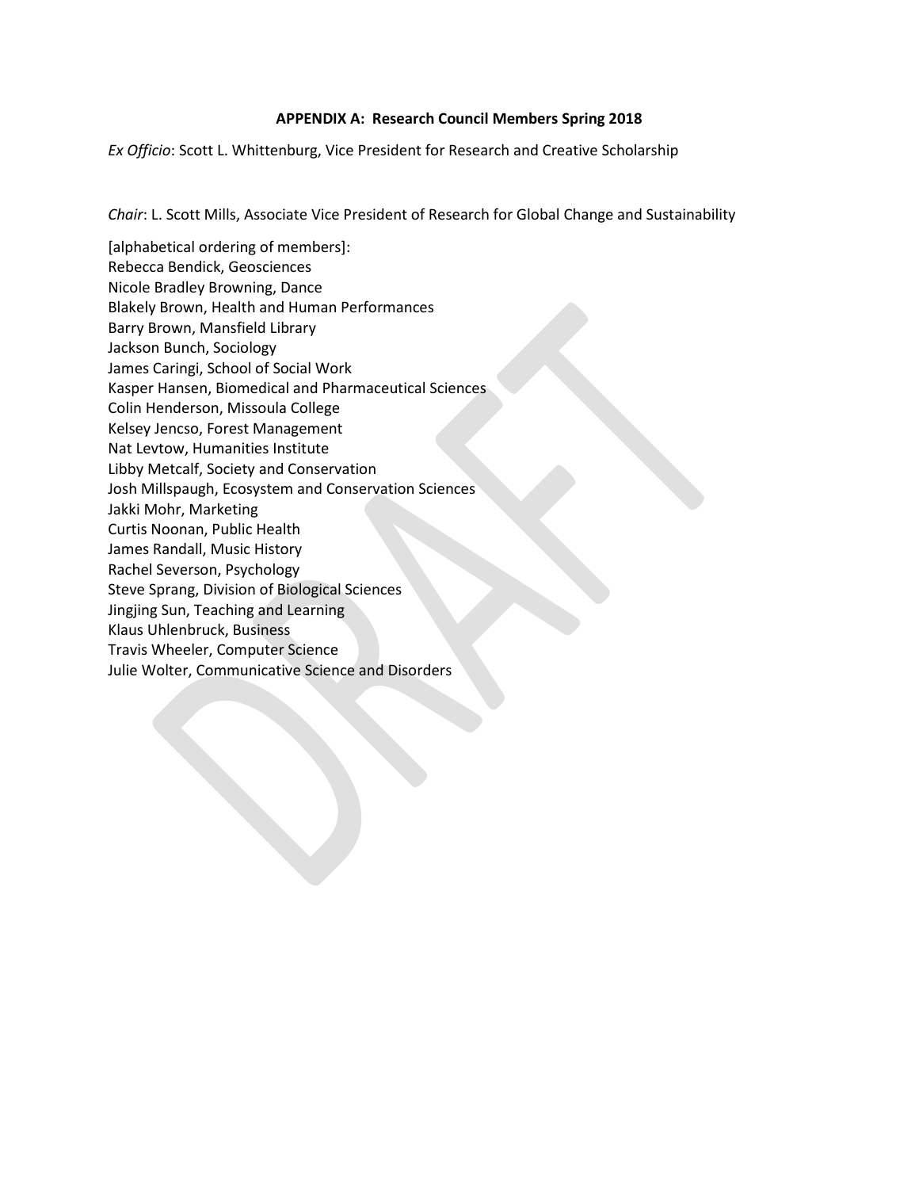**APPENDIX A: Research Council Members Spring 2018**

*Ex Officio*: Scott L. Whittenburg, Vice President for Research and Creative Scholarship

*Chair*: L. Scott Mills, Associate Vice President of Research for Global Change and Sustainability

[alphabetical ordering of members]:
Rebecca Bendick, Geosciences
Nicole Bradley Browning, Dance
Blakely Brown, Health and Human Performances
Barry Brown, Mansfield Library
Jackson Bunch, Sociology
James Caringi, School of Social Work
Kasper Hansen, Biomedical and Pharmaceutical Sciences
Colin Henderson, Missoula College
Kelsey Jencso, Forest Management
Nat Levtow, Humanities Institute
Libby Metcalf, Society and Conservation
Josh Millspaugh, Ecosystem and Conservation Sciences
Jakki Mohr, Marketing
Curtis Noonan, Public Health
James Randall, Music History
Rachel Severson, Psychology
Steve Sprang, Division of Biological Sciences
Jingjing Sun, Teaching and Learning
Klaus Uhlenbruck, Business
Travis Wheeler, Computer Science
Julie Wolter, Communicative Science and Disorders